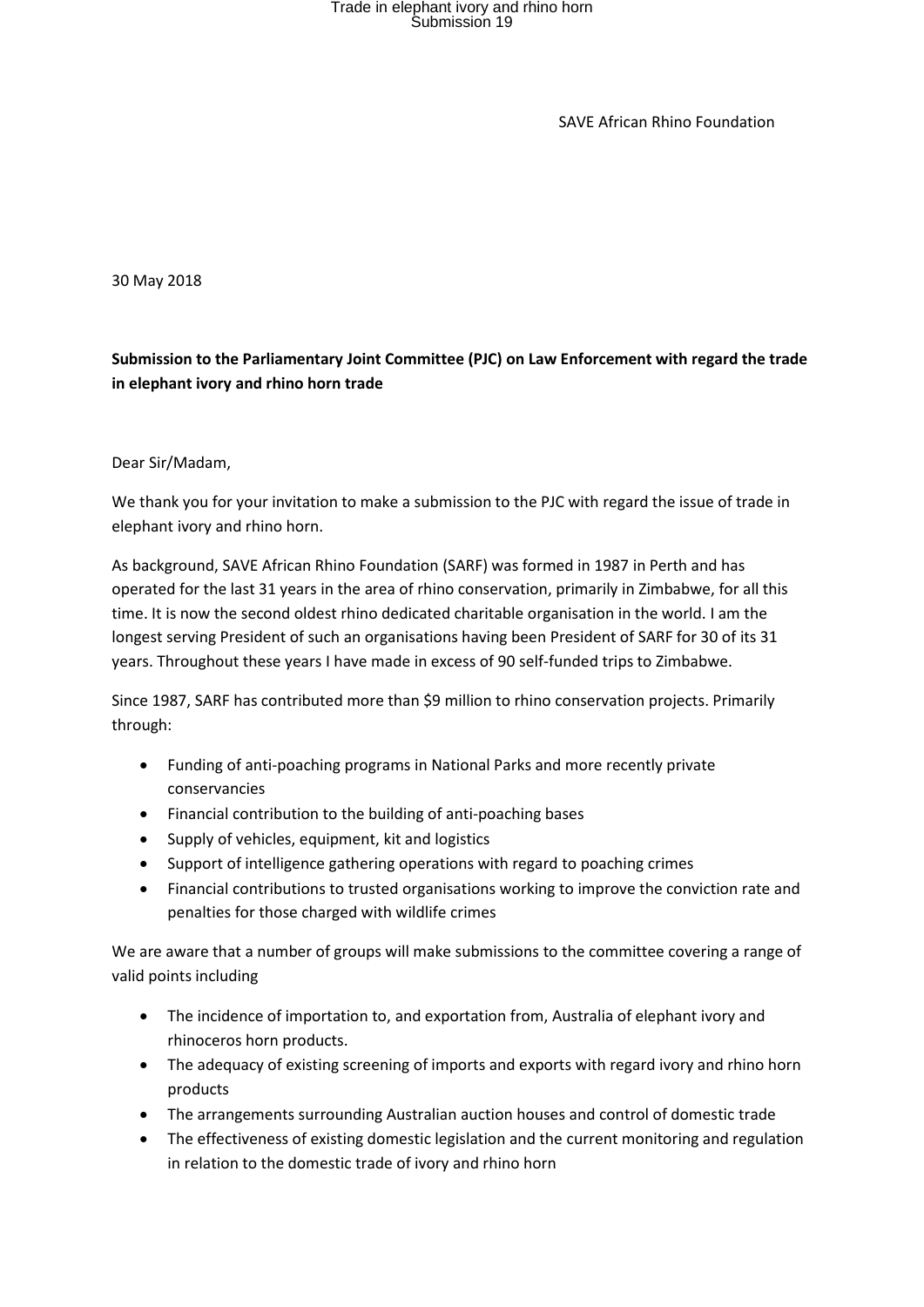SAVE African Rhino Foundation

30 May 2018

**Submission to the Parliamentary Joint Committee (PJC) on Law Enforcement with regard the trade in elephant ivory and rhino horn trade**

Dear Sir/Madam,

We thank you for your invitation to make a submission to the PJC with regard the issue of trade in elephant ivory and rhino horn.

As background, SAVE African Rhino Foundation (SARF) was formed in 1987 in Perth and has operated for the last 31 years in the area of rhino conservation, primarily in Zimbabwe, for all this time. It is now the second oldest rhino dedicated charitable organisation in the world. I am the longest serving President of such an organisations having been President of SARF for 30 of its 31 years. Throughout these years I have made in excess of 90 self-funded trips to Zimbabwe.

Since 1987, SARF has contributed more than $9 million to rhino conservation projects. Primarily through:

- Funding of anti-poaching programs in National Parks and more recently private conservancies
- Financial contribution to the building of anti-poaching bases
- Supply of vehicles, equipment, kit and logistics
- Support of intelligence gathering operations with regard to poaching crimes
- Financial contributions to trusted organisations working to improve the conviction rate and penalties for those charged with wildlife crimes

We are aware that a number of groups will make submissions to the committee covering a range of valid points including

- The incidence of importation to, and exportation from, Australia of elephant ivory and rhinoceros horn products.
- The adequacy of existing screening of imports and exports with regard ivory and rhino horn products
- The arrangements surrounding Australian auction houses and control of domestic trade
- The effectiveness of existing domestic legislation and the current monitoring and regulation in relation to the domestic trade of ivory and rhino horn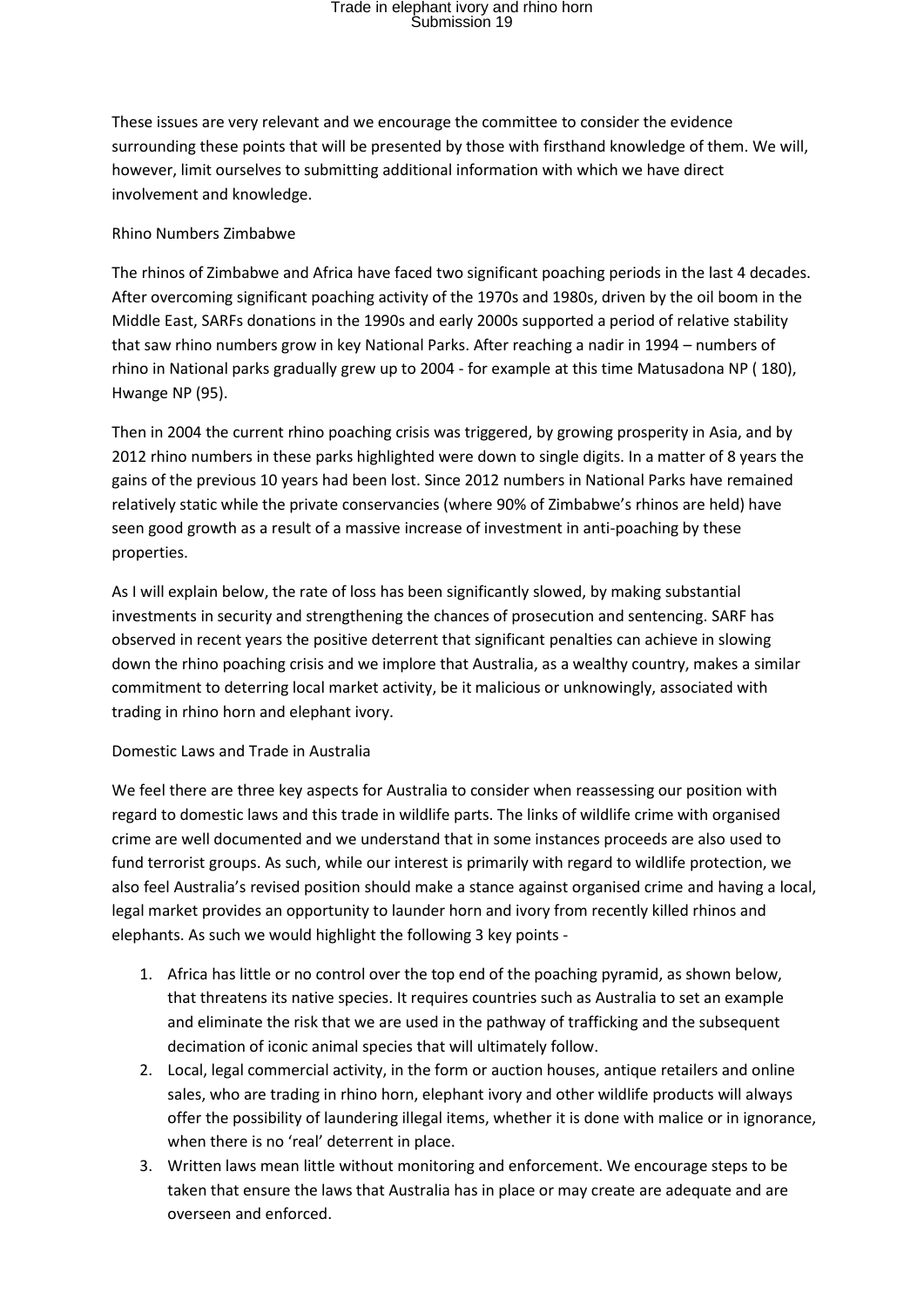These issues are very relevant and we encourage the committee to consider the evidence surrounding these points that will be presented by those with firsthand knowledge of them. We will, however, limit ourselves to submitting additional information with which we have direct involvement and knowledge.

## Rhino Numbers Zimbabwe

The rhinos of Zimbabwe and Africa have faced two significant poaching periods in the last 4 decades. After overcoming significant poaching activity of the 1970s and 1980s, driven by the oil boom in the Middle East, SARFs donations in the 1990s and early 2000s supported a period of relative stability that saw rhino numbers grow in key National Parks. After reaching a nadir in 1994 – numbers of rhino in National parks gradually grew up to 2004 - for example at this time Matusadona NP ( 180), Hwange NP (95).

Then in 2004 the current rhino poaching crisis was triggered, by growing prosperity in Asia, and by 2012 rhino numbers in these parks highlighted were down to single digits. In a matter of 8 years the gains of the previous 10 years had been lost. Since 2012 numbers in National Parks have remained relatively static while the private conservancies (where 90% of Zimbabwe's rhinos are held) have seen good growth as a result of a massive increase of investment in anti-poaching by these properties.

As I will explain below, the rate of loss has been significantly slowed, by making substantial investments in security and strengthening the chances of prosecution and sentencing. SARF has observed in recent years the positive deterrent that significant penalties can achieve in slowing down the rhino poaching crisis and we implore that Australia, as a wealthy country, makes a similar commitment to deterring local market activity, be it malicious or unknowingly, associated with trading in rhino horn and elephant ivory.

## Domestic Laws and Trade in Australia

We feel there are three key aspects for Australia to consider when reassessing our position with regard to domestic laws and this trade in wildlife parts. The links of wildlife crime with organised crime are well documented and we understand that in some instances proceeds are also used to fund terrorist groups. As such, while our interest is primarily with regard to wildlife protection, we also feel Australia's revised position should make a stance against organised crime and having a local, legal market provides an opportunity to launder horn and ivory from recently killed rhinos and elephants. As such we would highlight the following 3 key points -

1. Africa has little or no control over the top end of the poaching pyramid, as shown below, that threatens its native species. It requires countries such as Australia to set an example and eliminate the risk that we are used in the pathway of trafficking and the subsequent decimation of iconic animal species that will ultimately follow.
2. Local, legal commercial activity, in the form or auction houses, antique retailers and online sales, who are trading in rhino horn, elephant ivory and other wildlife products will always offer the possibility of laundering illegal items, whether it is done with malice or in ignorance, when there is no 'real' deterrent in place.
3. Written laws mean little without monitoring and enforcement. We encourage steps to be taken that ensure the laws that Australia has in place or may create are adequate and are overseen and enforced.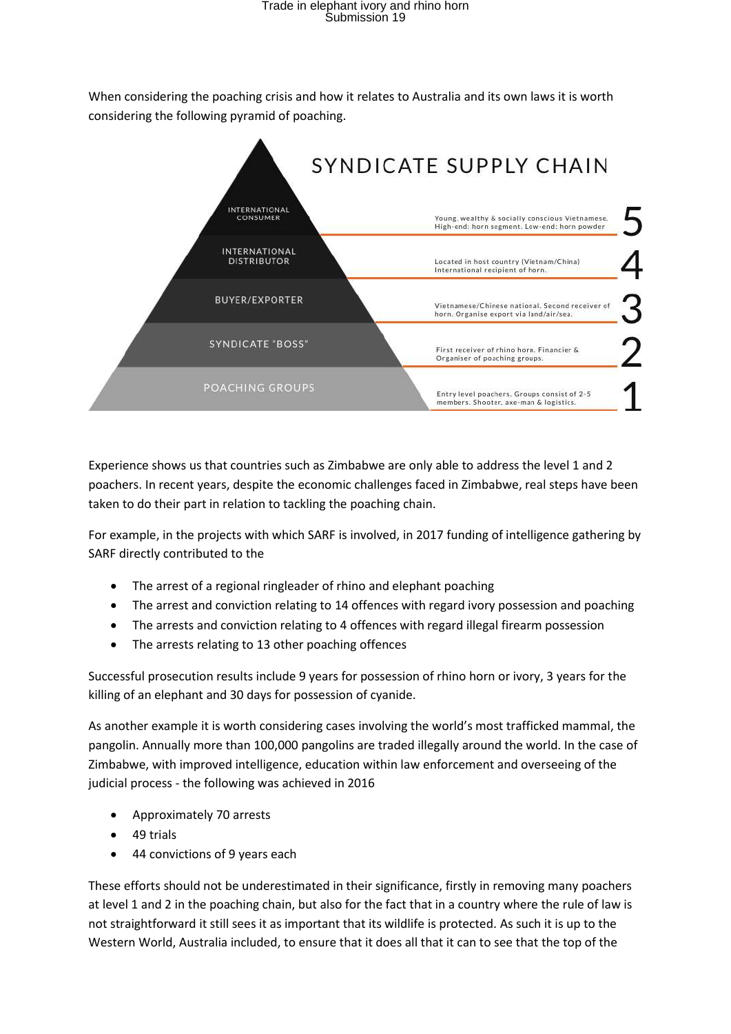When considering the poaching crisis and how it relates to Australia and its own laws it is worth considering the following pyramid of poaching.

**SYNDICATE SUPPLY CHAIN**

| Level | Role | Description |
| --- | --- | --- |
| 5 | INTERNATIONAL CONSUMER | Young, wealthy & socially conscious Vietnamese. High-end: horn segment. Low-end: horn powder |
| 4 | INTERNATIONAL DISTRIBUTOR | Located in host country (Vietnam/China) International recipient of horn. |
| 3 | BUYER/EXPORTER | Vietnamese/Chinese national. Second receiver of horn. Organise export via land/air/sea. |
| 2 | SYNDICATE "BOSS" | First receiver of rhino horn. Financier & Organiser of poaching groups. |
| 1 | POACHING GROUPS | Entry level poachers. Groups consist of 2-5 members. Shooter, axe-man & logistics. |

Experience shows us that countries such as Zimbabwe are only able to address the level 1 and 2 poachers. In recent years, despite the economic challenges faced in Zimbabwe, real steps have been taken to do their part in relation to tackling the poaching chain.

For example, in the projects with which SARF is involved, in 2017 funding of intelligence gathering by SARF directly contributed to the

- The arrest of a regional ringleader of rhino and elephant poaching
- The arrest and conviction relating to 14 offences with regard ivory possession and poaching
- The arrests and conviction relating to 4 offences with regard illegal firearm possession
- The arrests relating to 13 other poaching offences

Successful prosecution results include 9 years for possession of rhino horn or ivory, 3 years for the killing of an elephant and 30 days for possession of cyanide.

As another example it is worth considering cases involving the world's most trafficked mammal, the pangolin. Annually more than 100,000 pangolins are traded illegally around the world. In the case of Zimbabwe, with improved intelligence, education within law enforcement and overseeing of the judicial process - the following was achieved in 2016

- Approximately 70 arrests
- 49 trials
- 44 convictions of 9 years each

These efforts should not be underestimated in their significance, firstly in removing many poachers at level 1 and 2 in the poaching chain, but also for the fact that in a country where the rule of law is not straightforward it still sees it as important that its wildlife is protected. As such it is up to the Western World, Australia included, to ensure that it does all that it can to see that the top of the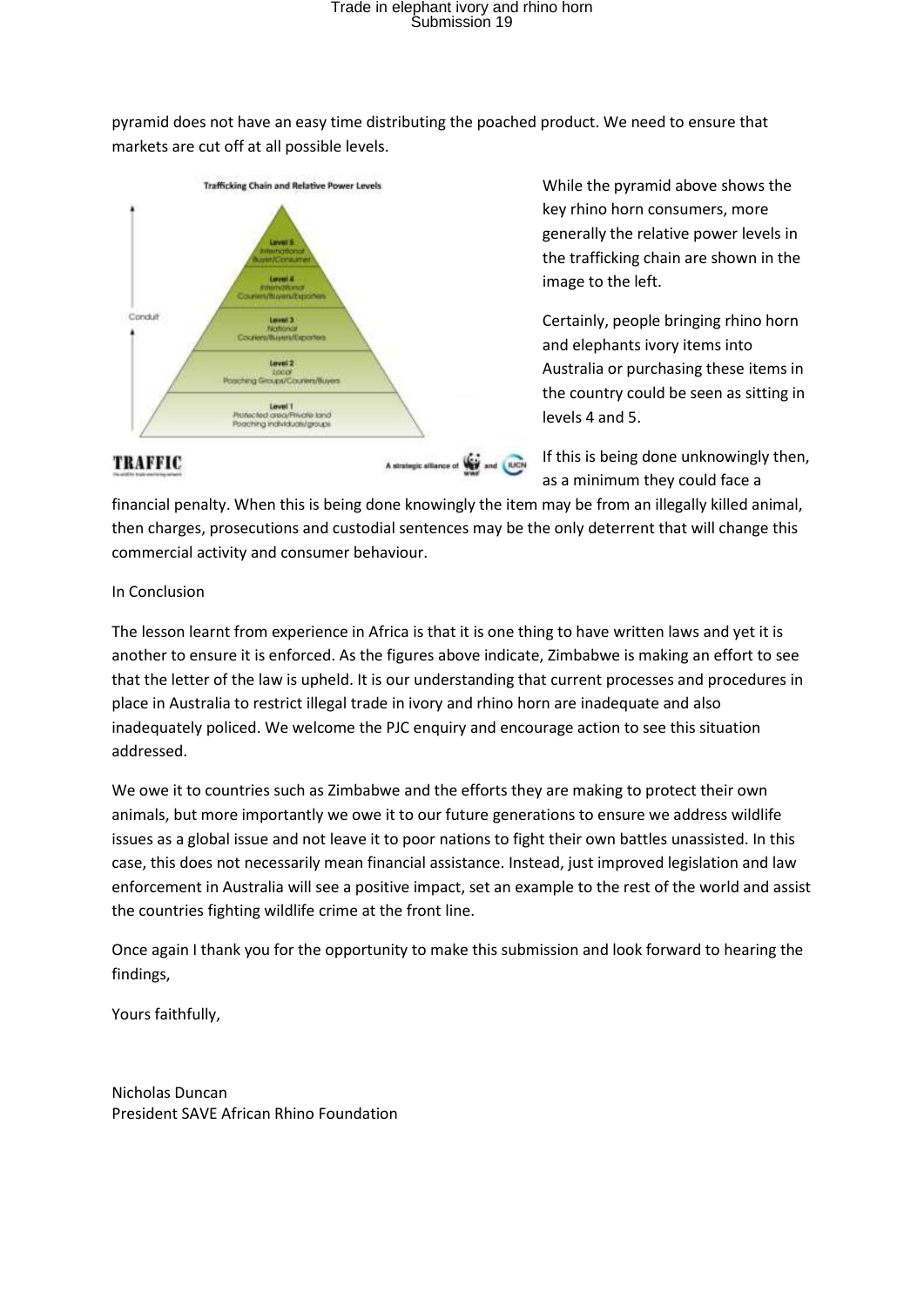pyramid does not have an easy time distributing the poached product. We need to ensure that markets are cut off at all possible levels.

Trafficking Chain and Relative Power Levels

Level 5
International
Buyer/Consumer

Level 4
International
Couriers/Buyers/Exporters

Level 3
National
Couriers/Buyers/Exporters

Level 2
Local
Poaching Groups/Couriers/Buyers

Level 1
Protected area/Private land
Poaching individuals/groups

Conduit

TRAFFIC

A strategic alliance of WWF and IUCN

While the pyramid above shows the key rhino horn consumers, more generally the relative power levels in the trafficking chain are shown in the image to the left.

Certainly, people bringing rhino horn and elephants ivory items into Australia or purchasing these items in the country could be seen as sitting in levels 4 and 5.

If this is being done unknowingly then, as a minimum they could face a financial penalty. When this is being done knowingly the item may be from an illegally killed animal, then charges, prosecutions and custodial sentences may be the only deterrent that will change this commercial activity and consumer behaviour.

In Conclusion

The lesson learnt from experience in Africa is that it is one thing to have written laws and yet it is another to ensure it is enforced. As the figures above indicate, Zimbabwe is making an effort to see that the letter of the law is upheld. It is our understanding that current processes and procedures in place in Australia to restrict illegal trade in ivory and rhino horn are inadequate and also inadequately policed. We welcome the PJC enquiry and encourage action to see this situation addressed.

We owe it to countries such as Zimbabwe and the efforts they are making to protect their own animals, but more importantly we owe it to our future generations to ensure we address wildlife issues as a global issue and not leave it to poor nations to fight their own battles unassisted. In this case, this does not necessarily mean financial assistance. Instead, just improved legislation and law enforcement in Australia will see a positive impact, set an example to the rest of the world and assist the countries fighting wildlife crime at the front line.

Once again I thank you for the opportunity to make this submission and look forward to hearing the findings,

Yours faithfully,

Nicholas Duncan
President SAVE African Rhino Foundation